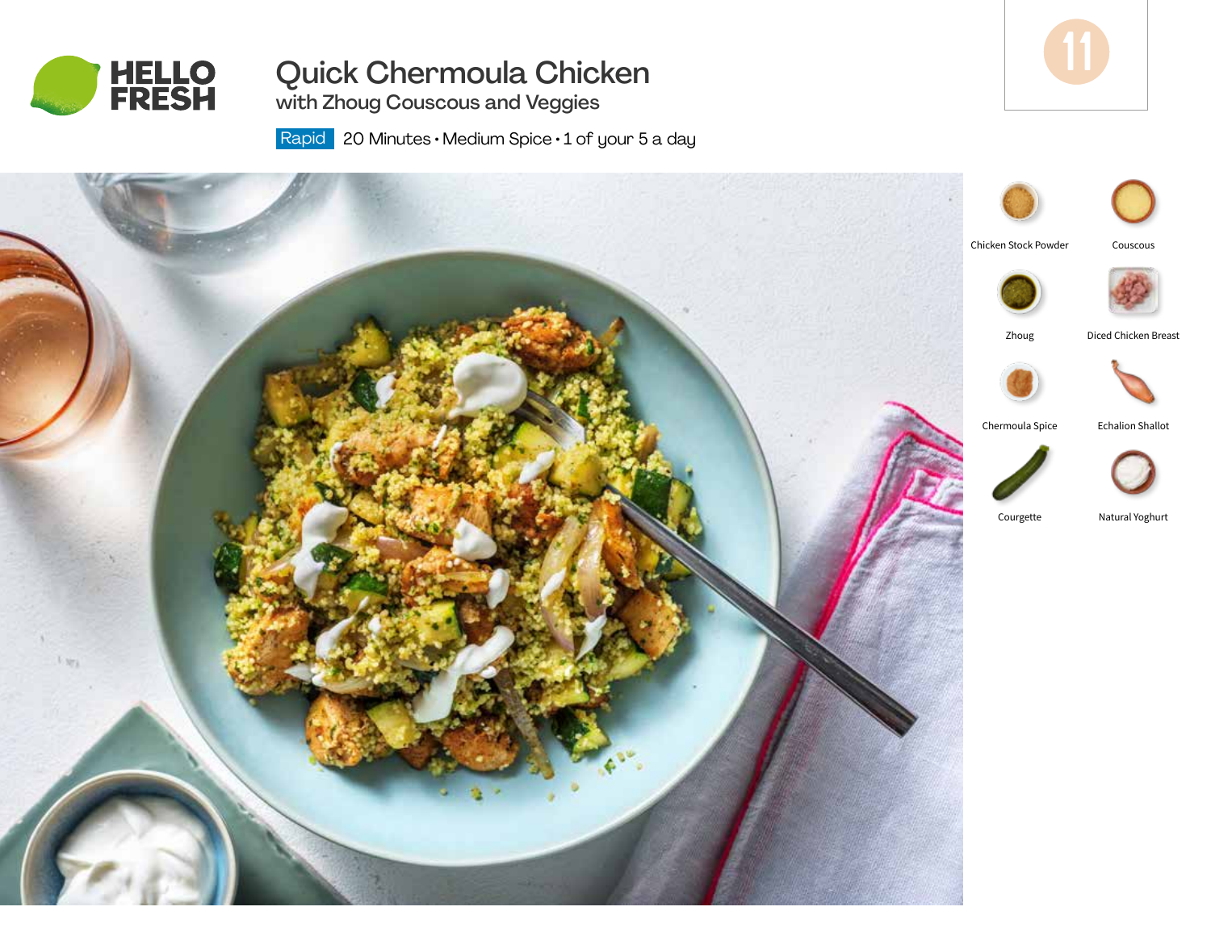# Quick Chermoula Chicken

## with Zhoug Couscous and Veggies

Rapid 20 Minutes • Medium Spice • 1 of your 5 a day

11

- Chicken Stock Powder
- Couscous
- Zhoug
- Diced Chicken Breast
- Chermoula Spice
- Echalion Shallot
- Courgette
- Natural Yoghurt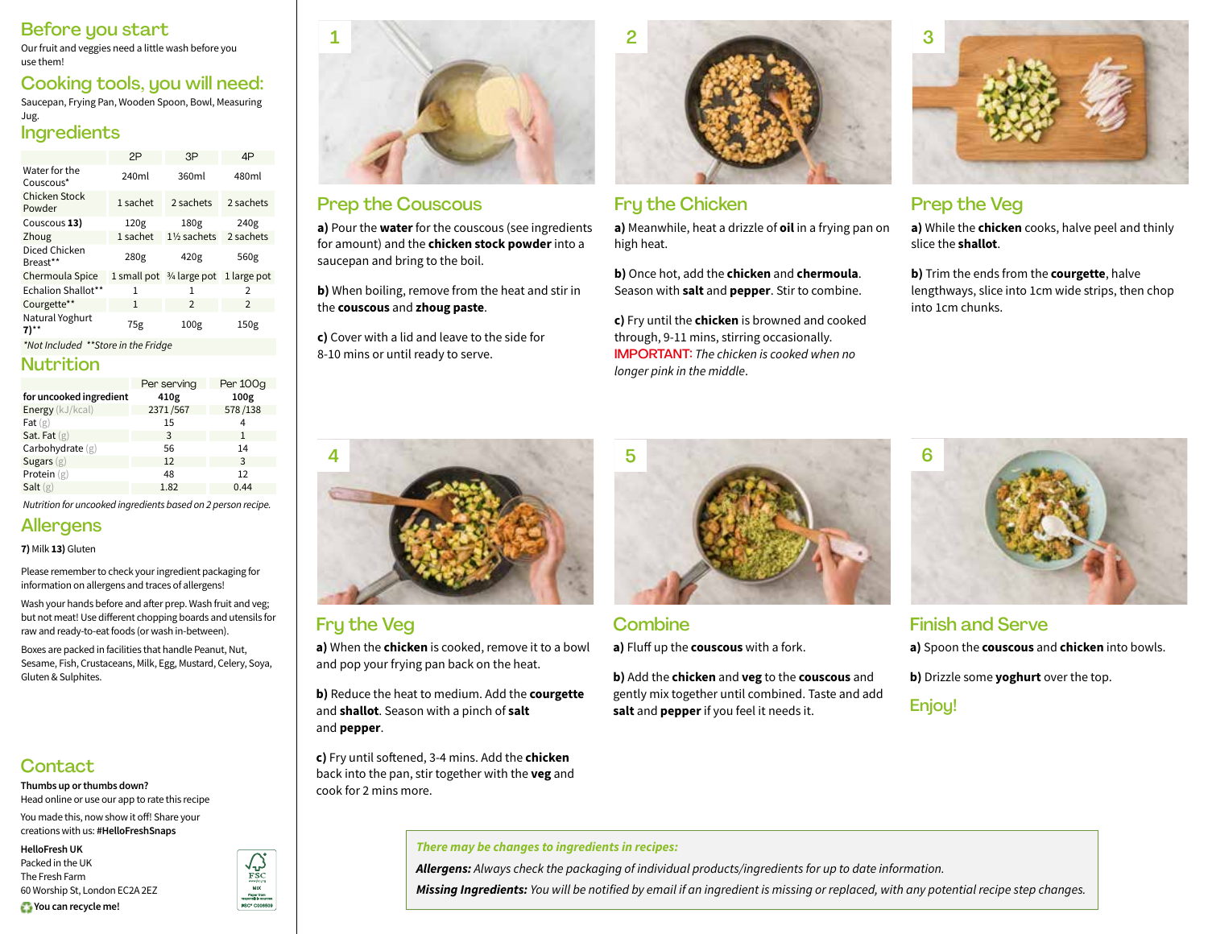## Before you start

Our fruit and veggies need a little wash before you use them!

## Cooking tools, you will need:

Saucepan, Frying Pan, Wooden Spoon, Bowl, Measuring Jug.

## Ingredients

| | 2P | 3P | 4P |
|---|---|---|---|
| Water for the Couscous* | 240ml | 360ml | 480ml |
| Chicken Stock Powder | 1 sachet | 2 sachets | 2 sachets |
| Couscous **13)** | 120g | 180g | 240g |
| Zhoug | 1 sachet | 1½ sachets | 2 sachets |
| Diced Chicken Breast** | 280g | 420g | 560g |
| Chermoula Spice | 1 small pot | ¾ large pot | 1 large pot |
| Echalion Shallot** | 1 | 1 | 2 |
| Courgette** | 1 | 2 | 2 |
| Natural Yoghurt **7)**** | 75g | 100g | 150g |

*\*Not Included \*\*Store in the Fridge*

## Nutrition

| | Per serving | Per 100g |
|---|---|---|
| **for uncooked ingredient** | **410g** | **100g** |
| Energy (kJ/kcal) | 2371 /567 | 578 /138 |
| Fat (g) | 15 | 4 |
| Sat. Fat (g) | 3 | 1 |
| Carbohydrate (g) | 56 | 14 |
| Sugars (g) | 12 | 3 |
| Protein (g) | 48 | 12 |
| Salt (g) | 1.82 | 0.44 |

*Nutrition for uncooked ingredients based on 2 person recipe.*

## Allergens

**7)** Milk **13)** Gluten

Please remember to check your ingredient packaging for information on allergens and traces of allergens!

Wash your hands before and after prep. Wash fruit and veg; but not meat! Use different chopping boards and utensils for raw and ready-to-eat foods (or wash in-between).

Boxes are packed in facilities that handle Peanut, Nut, Sesame, Fish, Crustaceans, Milk, Egg, Mustard, Celery, Soya, Gluten & Sulphites.

## Contact

**Thumbs up or thumbs down?**
Head online or use our app to rate this recipe

You made this, now show it off! Share your creations with us: **#HelloFreshSnaps**

**HelloFresh UK**
Packed in the UK
The Fresh Farm
60 Worship St, London EC2A 2EZ

**You can recycle me!**

## 1 Prep the Couscous

**a)** Pour the **water** for the couscous (see ingredients for amount) and the **chicken stock powder** into a saucepan and bring to the boil.

**b)** When boiling, remove from the heat and stir in the **couscous** and **zhoug paste**.

**c)** Cover with a lid and leave to the side for 8-10 mins or until ready to serve.

## 2 Fry the Chicken

**a)** Meanwhile, heat a drizzle of **oil** in a frying pan on high heat.

**b)** Once hot, add the **chicken** and **chermoula**. Season with **salt** and **pepper**. Stir to combine.

**c)** Fry until the **chicken** is browned and cooked through, 9-11 mins, stirring occasionally.
IMPORTANT: *The chicken is cooked when no longer pink in the middle.*

## 3 Prep the Veg

**a)** While the **chicken** cooks, halve peel and thinly slice the **shallot**.

**b)** Trim the ends from the **courgette**, halve lengthways, slice into 1cm wide strips, then chop into 1cm chunks.

## 4 Fry the Veg

**a)** When the **chicken** is cooked, remove it to a bowl and pop your frying pan back on the heat.

**b)** Reduce the heat to medium. Add the **courgette** and **shallot**. Season with a pinch of **salt** and **pepper**.

**c)** Fry until softened, 3-4 mins. Add the **chicken** back into the pan, stir together with the **veg** and cook for 2 mins more.

## 5 Combine

**a)** Fluff up the **couscous** with a fork.

**b)** Add the **chicken** and **veg** to the **couscous** and gently mix together until combined. Taste and add **salt** and **pepper** if you feel it needs it.

## 6 Finish and Serve

**a)** Spoon the **couscous** and **chicken** into bowls.

**b)** Drizzle some **yoghurt** over the top.

Enjoy!

***There may be changes to ingredients in recipes:***

***Allergens:*** *Always check the packaging of individual products/ingredients for up to date information.*

***Missing Ingredients:*** *You will be notified by email if an ingredient is missing or replaced, with any potential recipe step changes.*